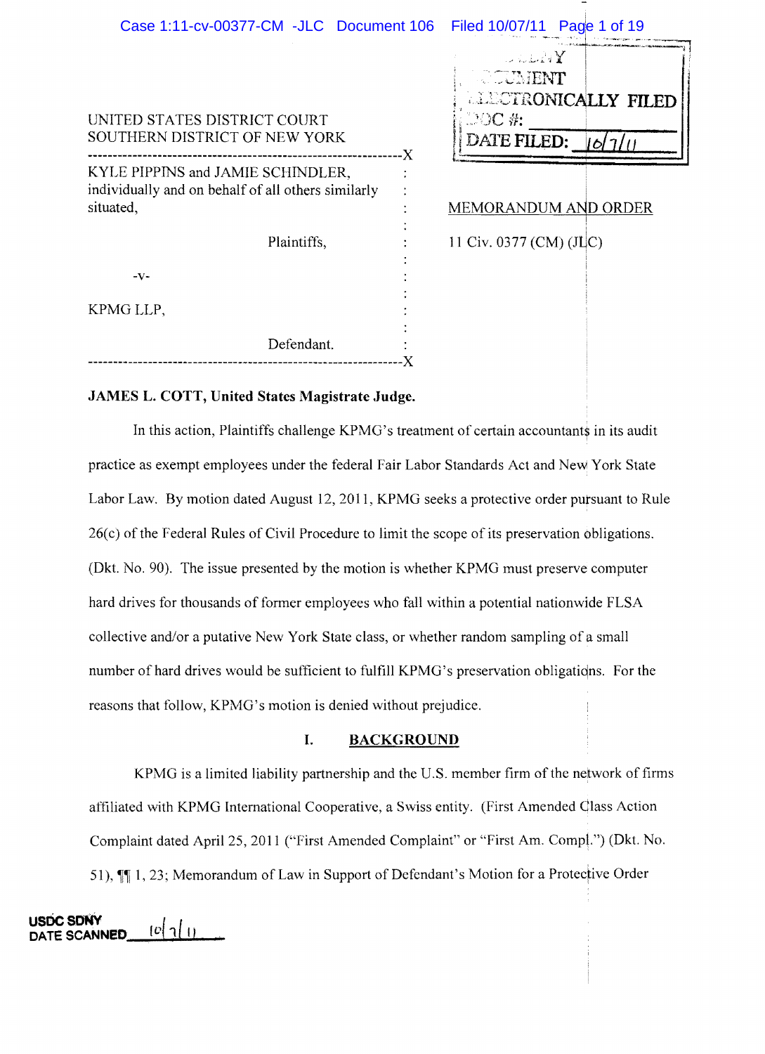UNITED STATES DISTRICT COURT
SOUTHERN DISTRICT OF NEW YORK

| | |
|---|---|
| KYLE PIPPINS and JAMIE SCHINDLER, individually and on behalf of all others similarly situated, Plaintiffs, -v- KPMG LLP, Defendant. | MEMORANDUM AND ORDER 11 Civ. 0377 (CM) (JLC) |

**JAMES L. COTT, United States Magistrate Judge.**

In this action, Plaintiffs challenge KPMG's treatment of certain accountants in its audit practice as exempt employees under the federal Fair Labor Standards Act and New York State Labor Law. By motion dated August 12, 2011, KPMG seeks a protective order pursuant to Rule 26(c) of the Federal Rules of Civil Procedure to limit the scope of its preservation obligations. (Dkt. No. 90). The issue presented by the motion is whether KPMG must preserve computer hard drives for thousands of former employees who fall within a potential nationwide FLSA collective and/or a putative New York State class, or whether random sampling of a small number of hard drives would be sufficient to fulfill KPMG's preservation obligations. For the reasons that follow, KPMG's motion is denied without prejudice.

## I. BACKGROUND

KPMG is a limited liability partnership and the U.S. member firm of the network of firms affiliated with KPMG International Cooperative, a Swiss entity. (First Amended Class Action Complaint dated April 25, 2011 ("First Amended Complaint" or "First Am. Compl.") (Dkt. No. 51), ¶¶ 1, 23; Memorandum of Law in Support of Defendant's Motion for a Protective Order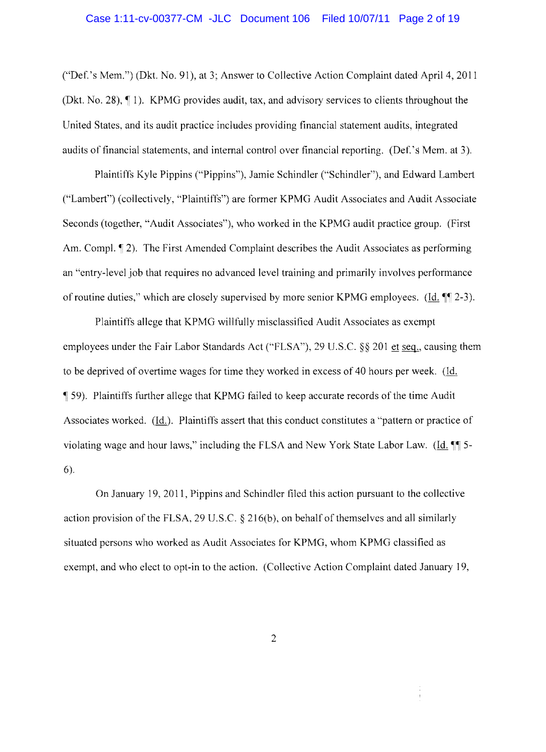("Def.'s Mem.") (Dkt. No. 91), at 3; Answer to Collective Action Complaint dated April 4, 2011 (Dkt. No. 28), ¶ 1). KPMG provides audit, tax, and advisory services to clients throughout the United States, and its audit practice includes providing financial statement audits, integrated audits of financial statements, and internal control over financial reporting. (Def.'s Mem. at 3).

Plaintiffs Kyle Pippins ("Pippins"), Jamie Schindler ("Schindler"), and Edward Lambert ("Lambert") (collectively, "Plaintiffs") are former KPMG Audit Associates and Audit Associate Seconds (together, "Audit Associates"), who worked in the KPMG audit practice group. (First Am. Compl. ¶ 2). The First Amended Complaint describes the Audit Associates as performing an "entry-level job that requires no advanced level training and primarily involves performance of routine duties," which are closely supervised by more senior KPMG employees. (Id. ¶¶ 2-3).

Plaintiffs allege that KPMG willfully misclassified Audit Associates as exempt employees under the Fair Labor Standards Act ("FLSA"), 29 U.S.C. §§ 201 et seq., causing them to be deprived of overtime wages for time they worked in excess of 40 hours per week. (Id. ¶ 59). Plaintiffs further allege that KPMG failed to keep accurate records of the time Audit Associates worked. (Id.). Plaintiffs assert that this conduct constitutes a "pattern or practice of violating wage and hour laws," including the FLSA and New York State Labor Law. (Id. ¶¶ 5-6).

On January 19, 2011, Pippins and Schindler filed this action pursuant to the collective action provision of the FLSA, 29 U.S.C. § 216(b), on behalf of themselves and all similarly situated persons who worked as Audit Associates for KPMG, whom KPMG classified as exempt, and who elect to opt-in to the action. (Collective Action Complaint dated January 19,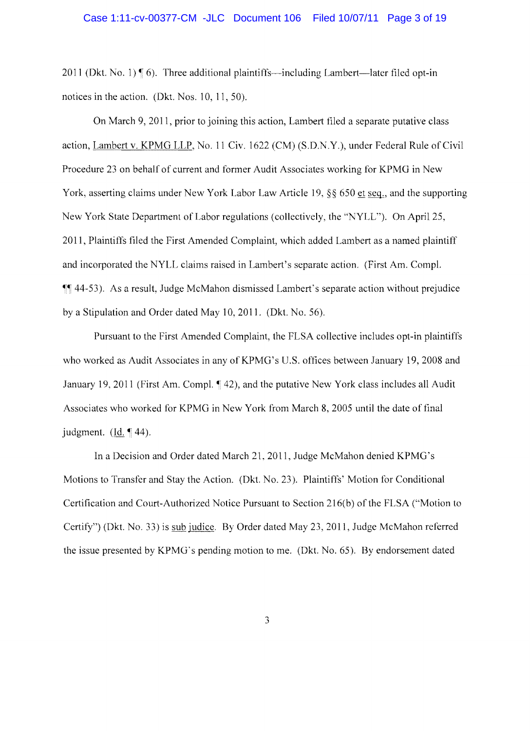2011 (Dkt. No. 1) ¶ 6). Three additional plaintiffs—including Lambert—later filed opt-in notices in the action. (Dkt. Nos. 10, 11, 50).

On March 9, 2011, prior to joining this action, Lambert filed a separate putative class action, Lambert v. KPMG LLP, No. 11 Civ. 1622 (CM) (S.D.N.Y.), under Federal Rule of Civil Procedure 23 on behalf of current and former Audit Associates working for KPMG in New York, asserting claims under New York Labor Law Article 19, §§ 650 et seq., and the supporting New York State Department of Labor regulations (collectively, the "NYLL"). On April 25, 2011, Plaintiffs filed the First Amended Complaint, which added Lambert as a named plaintiff and incorporated the NYLL claims raised in Lambert's separate action. (First Am. Compl. ¶¶ 44-53). As a result, Judge McMahon dismissed Lambert's separate action without prejudice by a Stipulation and Order dated May 10, 2011. (Dkt. No. 56).

Pursuant to the First Amended Complaint, the FLSA collective includes opt-in plaintiffs who worked as Audit Associates in any of KPMG's U.S. offices between January 19, 2008 and January 19, 2011 (First Am. Compl. ¶ 42), and the putative New York class includes all Audit Associates who worked for KPMG in New York from March 8, 2005 until the date of final judgment. (Id. ¶ 44).

In a Decision and Order dated March 21, 2011, Judge McMahon denied KPMG's Motions to Transfer and Stay the Action. (Dkt. No. 23). Plaintiffs' Motion for Conditional Certification and Court-Authorized Notice Pursuant to Section 216(b) of the FLSA ("Motion to Certify") (Dkt. No. 33) is sub judice. By Order dated May 23, 2011, Judge McMahon referred the issue presented by KPMG's pending motion to me. (Dkt. No. 65). By endorsement dated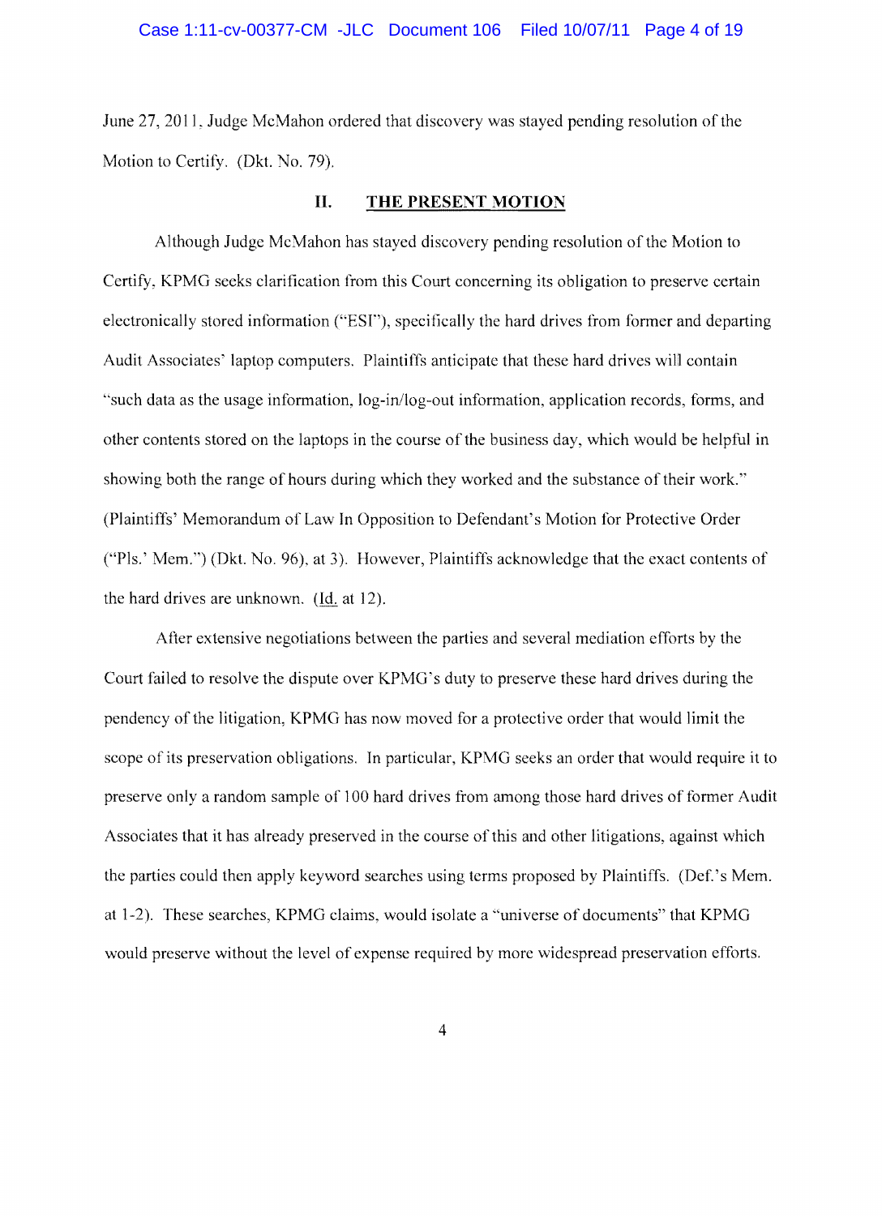June 27, 2011, Judge McMahon ordered that discovery was stayed pending resolution of the Motion to Certify. (Dkt. No. 79).

## II. THE PRESENT MOTION

Although Judge McMahon has stayed discovery pending resolution of the Motion to Certify, KPMG seeks clarification from this Court concerning its obligation to preserve certain electronically stored information ("ESI"), specifically the hard drives from former and departing Audit Associates' laptop computers. Plaintiffs anticipate that these hard drives will contain "such data as the usage information, log-in/log-out information, application records, forms, and other contents stored on the laptops in the course of the business day, which would be helpful in showing both the range of hours during which they worked and the substance of their work." (Plaintiffs' Memorandum of Law In Opposition to Defendant's Motion for Protective Order ("Pls.' Mem.") (Dkt. No. 96), at 3). However, Plaintiffs acknowledge that the exact contents of the hard drives are unknown. (Id. at 12).

After extensive negotiations between the parties and several mediation efforts by the Court failed to resolve the dispute over KPMG's duty to preserve these hard drives during the pendency of the litigation, KPMG has now moved for a protective order that would limit the scope of its preservation obligations. In particular, KPMG seeks an order that would require it to preserve only a random sample of 100 hard drives from among those hard drives of former Audit Associates that it has already preserved in the course of this and other litigations, against which the parties could then apply keyword searches using terms proposed by Plaintiffs. (Def.'s Mem. at 1-2). These searches, KPMG claims, would isolate a "universe of documents" that KPMG would preserve without the level of expense required by more widespread preservation efforts.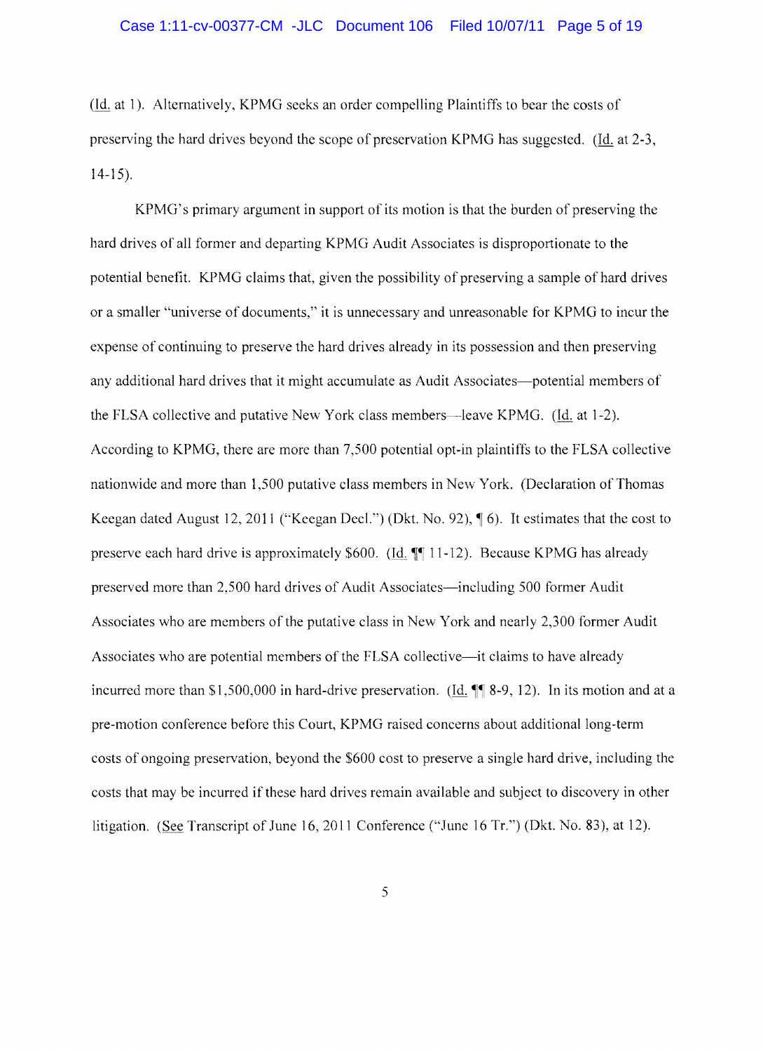(Id. at 1). Alternatively, KPMG seeks an order compelling Plaintiffs to bear the costs of preserving the hard drives beyond the scope of preservation KPMG has suggested. (Id. at 2-3, 14-15).

KPMG's primary argument in support of its motion is that the burden of preserving the hard drives of all former and departing KPMG Audit Associates is disproportionate to the potential benefit. KPMG claims that, given the possibility of preserving a sample of hard drives or a smaller "universe of documents," it is unnecessary and unreasonable for KPMG to incur the expense of continuing to preserve the hard drives already in its possession and then preserving any additional hard drives that it might accumulate as Audit Associates—potential members of the FLSA collective and putative New York class members—leave KPMG. (Id. at 1-2). According to KPMG, there are more than 7,500 potential opt-in plaintiffs to the FLSA collective nationwide and more than 1,500 putative class members in New York. (Declaration of Thomas Keegan dated August 12, 2011 ("Keegan Decl.") (Dkt. No. 92), ¶ 6). It estimates that the cost to preserve each hard drive is approximately $600. (Id. ¶¶ 11-12). Because KPMG has already preserved more than 2,500 hard drives of Audit Associates—including 500 former Audit Associates who are members of the putative class in New York and nearly 2,300 former Audit Associates who are potential members of the FLSA collective—it claims to have already incurred more than $1,500,000 in hard-drive preservation. (Id. ¶¶ 8-9, 12). In its motion and at a pre-motion conference before this Court, KPMG raised concerns about additional long-term costs of ongoing preservation, beyond the $600 cost to preserve a single hard drive, including the costs that may be incurred if these hard drives remain available and subject to discovery in other litigation. (See Transcript of June 16, 2011 Conference ("June 16 Tr.") (Dkt. No. 83), at 12).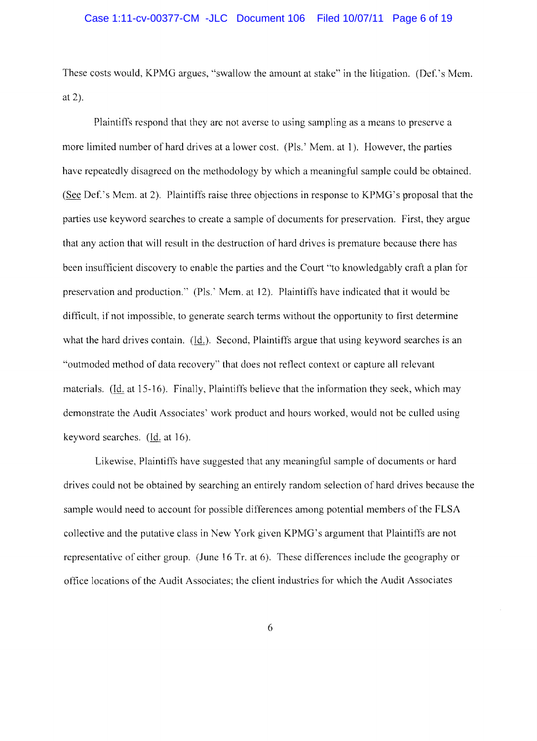These costs would, KPMG argues, "swallow the amount at stake" in the litigation. (Def.'s Mem. at 2).

Plaintiffs respond that they are not averse to using sampling as a means to preserve a more limited number of hard drives at a lower cost. (Pls.' Mem. at 1). However, the parties have repeatedly disagreed on the methodology by which a meaningful sample could be obtained. (See Def.'s Mem. at 2). Plaintiffs raise three objections in response to KPMG's proposal that the parties use keyword searches to create a sample of documents for preservation. First, they argue that any action that will result in the destruction of hard drives is premature because there has been insufficient discovery to enable the parties and the Court "to knowledgably craft a plan for preservation and production." (Pls.' Mem. at 12). Plaintiffs have indicated that it would be difficult, if not impossible, to generate search terms without the opportunity to first determine what the hard drives contain. (Id.). Second, Plaintiffs argue that using keyword searches is an "outmoded method of data recovery" that does not reflect context or capture all relevant materials. (Id. at 15-16). Finally, Plaintiffs believe that the information they seek, which may demonstrate the Audit Associates' work product and hours worked, would not be culled using keyword searches. (Id. at 16).

Likewise, Plaintiffs have suggested that any meaningful sample of documents or hard drives could not be obtained by searching an entirely random selection of hard drives because the sample would need to account for possible differences among potential members of the FLSA collective and the putative class in New York given KPMG's argument that Plaintiffs are not representative of either group. (June 16 Tr. at 6). These differences include the geography or office locations of the Audit Associates; the client industries for which the Audit Associates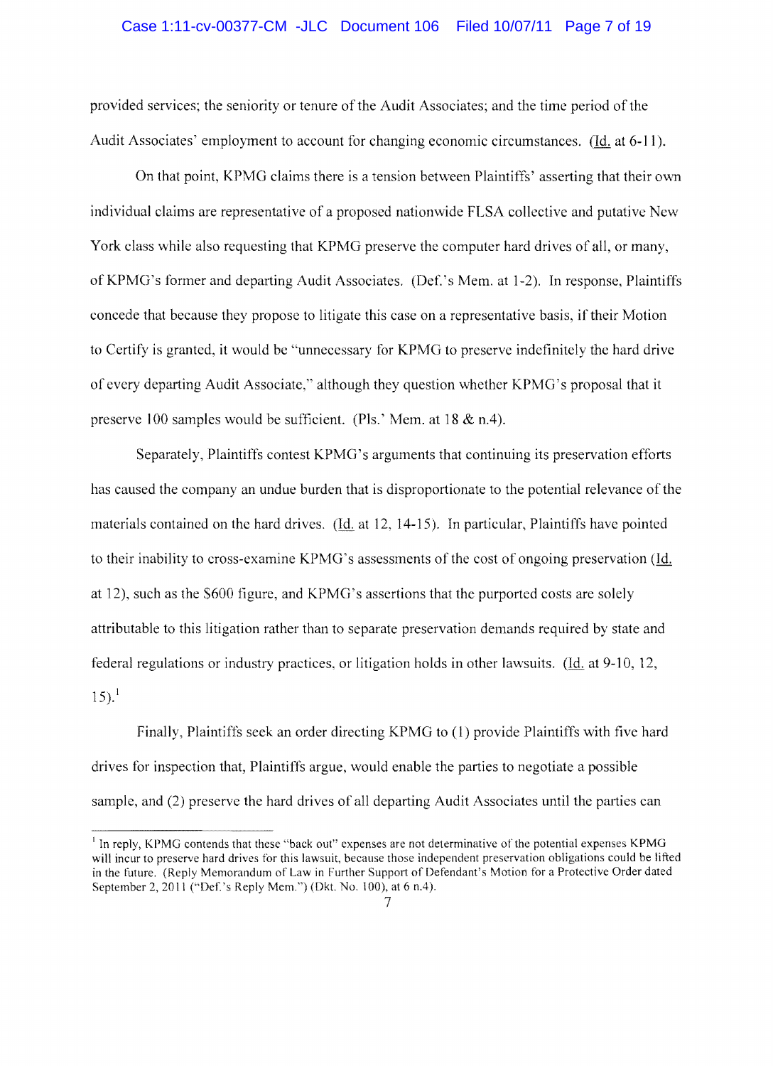provided services; the seniority or tenure of the Audit Associates; and the time period of the Audit Associates' employment to account for changing economic circumstances. (Id. at 6-11).

On that point, KPMG claims there is a tension between Plaintiffs' asserting that their own individual claims are representative of a proposed nationwide FLSA collective and putative New York class while also requesting that KPMG preserve the computer hard drives of all, or many, of KPMG's former and departing Audit Associates. (Def.'s Mem. at 1-2). In response, Plaintiffs concede that because they propose to litigate this case on a representative basis, if their Motion to Certify is granted, it would be "unnecessary for KPMG to preserve indefinitely the hard drive of every departing Audit Associate," although they question whether KPMG's proposal that it preserve 100 samples would be sufficient. (Pls.' Mem. at 18 & n.4).

Separately, Plaintiffs contest KPMG's arguments that continuing its preservation efforts has caused the company an undue burden that is disproportionate to the potential relevance of the materials contained on the hard drives. (Id. at 12, 14-15). In particular, Plaintiffs have pointed to their inability to cross-examine KPMG's assessments of the cost of ongoing preservation (Id. at 12), such as the $600 figure, and KPMG's assertions that the purported costs are solely attributable to this litigation rather than to separate preservation demands required by state and federal regulations or industry practices, or litigation holds in other lawsuits. (Id. at 9-10, 12, 15).[1]

Finally, Plaintiffs seek an order directing KPMG to (1) provide Plaintiffs with five hard drives for inspection that, Plaintiffs argue, would enable the parties to negotiate a possible sample, and (2) preserve the hard drives of all departing Audit Associates until the parties can

---

[1] In reply, KPMG contends that these "back out" expenses are not determinative of the potential expenses KPMG will incur to preserve hard drives for this lawsuit, because those independent preservation obligations could be lifted in the future. (Reply Memorandum of Law in Further Support of Defendant's Motion for a Protective Order dated September 2, 2011 ("Def.'s Reply Mem.") (Dkt. No. 100), at 6 n.4).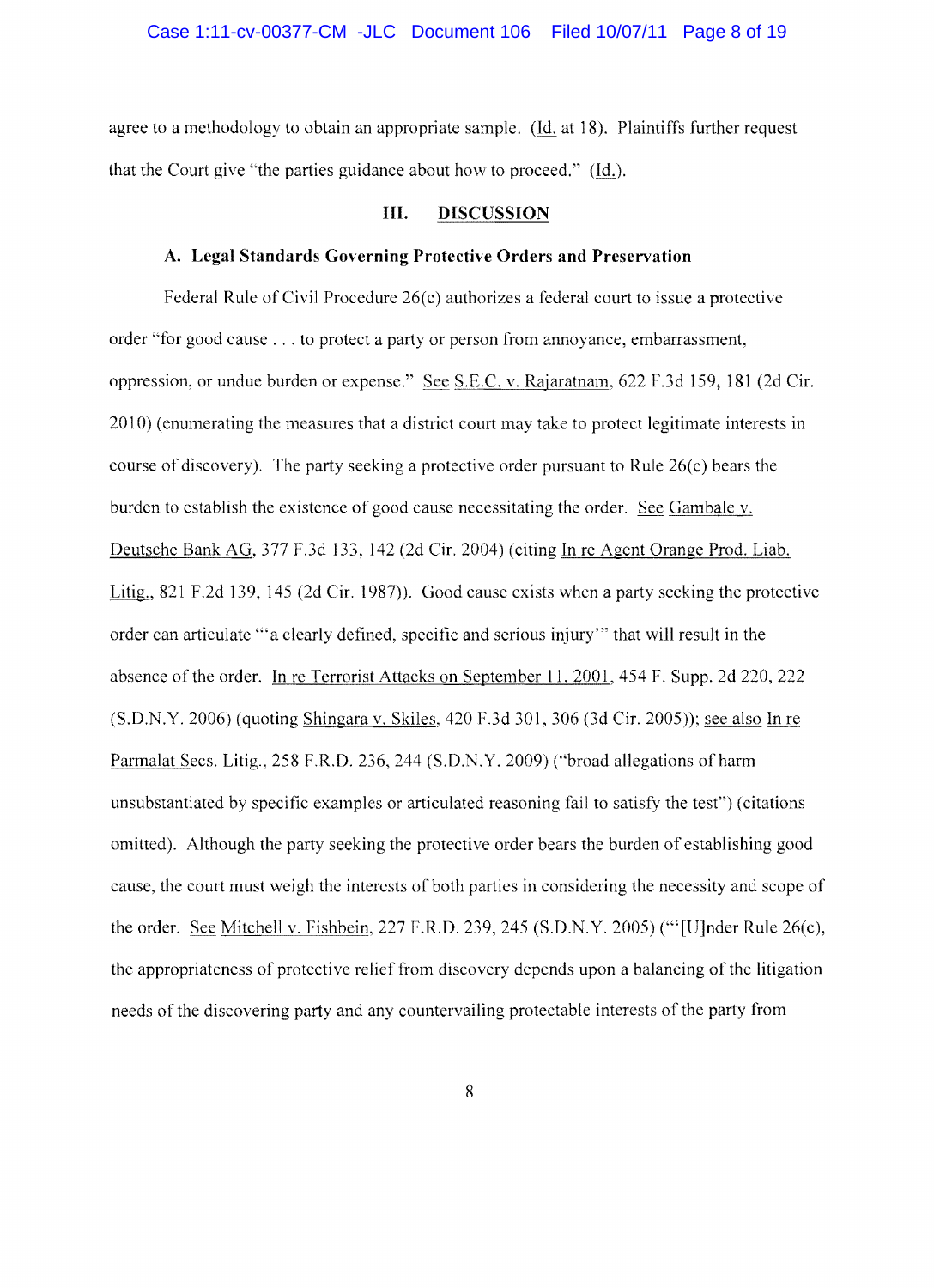agree to a methodology to obtain an appropriate sample. (Id. at 18). Plaintiffs further request that the Court give "the parties guidance about how to proceed." (Id.).

## III. DISCUSSION

### A. Legal Standards Governing Protective Orders and Preservation

Federal Rule of Civil Procedure 26(c) authorizes a federal court to issue a protective order "for good cause . . . to protect a party or person from annoyance, embarrassment, oppression, or undue burden or expense." See S.E.C. v. Rajaratnam, 622 F.3d 159, 181 (2d Cir. 2010) (enumerating the measures that a district court may take to protect legitimate interests in course of discovery). The party seeking a protective order pursuant to Rule 26(c) bears the burden to establish the existence of good cause necessitating the order. See Gambale v. Deutsche Bank AG, 377 F.3d 133, 142 (2d Cir. 2004) (citing In re Agent Orange Prod. Liab. Litig., 821 F.2d 139, 145 (2d Cir. 1987)). Good cause exists when a party seeking the protective order can articulate "'a clearly defined, specific and serious injury'" that will result in the absence of the order. In re Terrorist Attacks on September 11, 2001, 454 F. Supp. 2d 220, 222 (S.D.N.Y. 2006) (quoting Shingara v. Skiles, 420 F.3d 301, 306 (3d Cir. 2005)); see also In re Parmalat Secs. Litig., 258 F.R.D. 236, 244 (S.D.N.Y. 2009) ("broad allegations of harm unsubstantiated by specific examples or articulated reasoning fail to satisfy the test") (citations omitted). Although the party seeking the protective order bears the burden of establishing good cause, the court must weigh the interests of both parties in considering the necessity and scope of the order. See Mitchell v. Fishbein, 227 F.R.D. 239, 245 (S.D.N.Y. 2005) ("'[U]nder Rule 26(c), the appropriateness of protective relief from discovery depends upon a balancing of the litigation needs of the discovering party and any countervailing protectable interests of the party from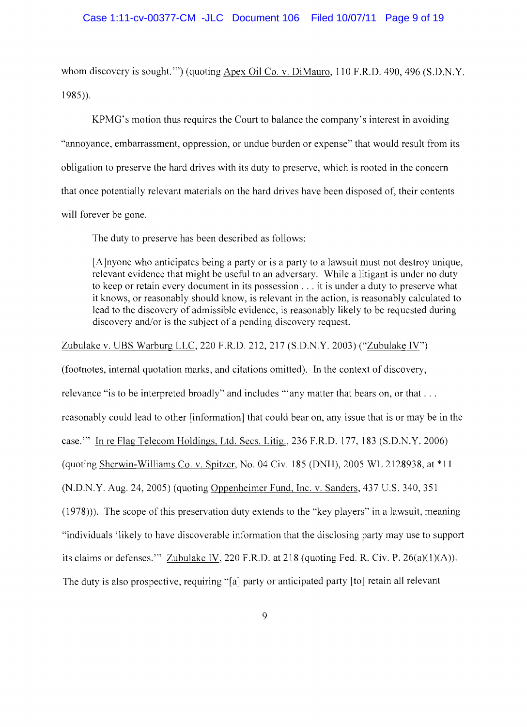whom discovery is sought.'") (quoting Apex Oil Co. v. DiMauro, 110 F.R.D. 490, 496 (S.D.N.Y. 1985)).

KPMG's motion thus requires the Court to balance the company's interest in avoiding "annoyance, embarrassment, oppression, or undue burden or expense" that would result from its obligation to preserve the hard drives with its duty to preserve, which is rooted in the concern that once potentially relevant materials on the hard drives have been disposed of, their contents will forever be gone.

The duty to preserve has been described as follows:

> [A]nyone who anticipates being a party or is a party to a lawsuit must not destroy unique, relevant evidence that might be useful to an adversary. While a litigant is under no duty to keep or retain every document in its possession . . . it is under a duty to preserve what it knows, or reasonably should know, is relevant in the action, is reasonably calculated to lead to the discovery of admissible evidence, is reasonably likely to be requested during discovery and/or is the subject of a pending discovery request.

Zubulake v. UBS Warburg LLC, 220 F.R.D. 212, 217 (S.D.N.Y. 2003) ("Zubulake IV") (footnotes, internal quotation marks, and citations omitted). In the context of discovery, relevance "is to be interpreted broadly" and includes "'any matter that bears on, or that . . . reasonably could lead to other [information] that could bear on, any issue that is or may be in the case.'" In re Flag Telecom Holdings, Ltd. Secs. Litig., 236 F.R.D. 177, 183 (S.D.N.Y. 2006) (quoting Sherwin-Williams Co. v. Spitzer, No. 04 Civ. 185 (DNH), 2005 WL 2128938, at *11 (N.D.N.Y. Aug. 24, 2005) (quoting Oppenheimer Fund, Inc. v. Sanders, 437 U.S. 340, 351 (1978))). The scope of this preservation duty extends to the "key players" in a lawsuit, meaning "individuals 'likely to have discoverable information that the disclosing party may use to support its claims or defenses.'" Zubulake IV, 220 F.R.D. at 218 (quoting Fed. R. Civ. P. 26(a)(1)(A)). The duty is also prospective, requiring "[a] party or anticipated party [to] retain all relevant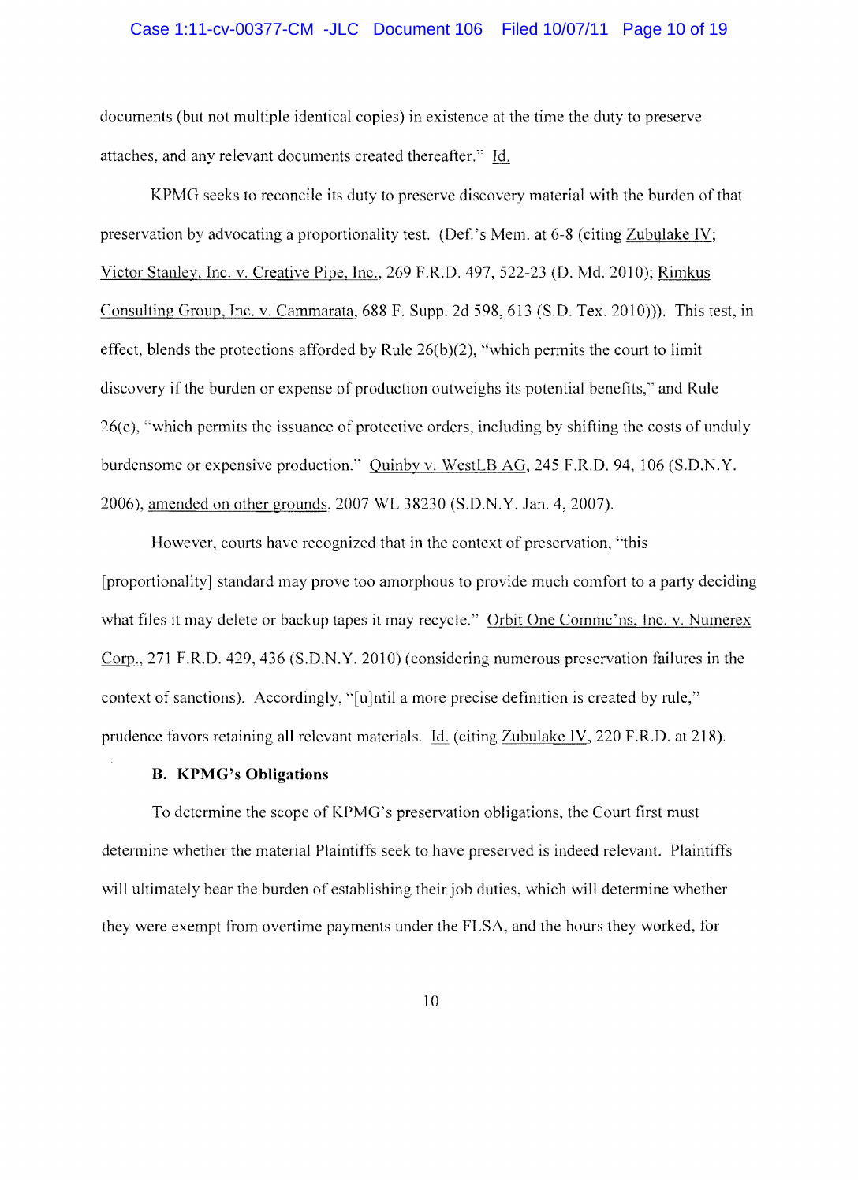documents (but not multiple identical copies) in existence at the time the duty to preserve attaches, and any relevant documents created thereafter." Id.

KPMG seeks to reconcile its duty to preserve discovery material with the burden of that preservation by advocating a proportionality test. (Def.'s Mem. at 6-8 (citing Zubulake IV; Victor Stanley, Inc. v. Creative Pipe, Inc., 269 F.R.D. 497, 522-23 (D. Md. 2010); Rimkus Consulting Group, Inc. v. Cammarata, 688 F. Supp. 2d 598, 613 (S.D. Tex. 2010))). This test, in effect, blends the protections afforded by Rule 26(b)(2), "which permits the court to limit discovery if the burden or expense of production outweighs its potential benefits," and Rule 26(c), "which permits the issuance of protective orders, including by shifting the costs of unduly burdensome or expensive production." Quinby v. WestLB AG, 245 F.R.D. 94, 106 (S.D.N.Y. 2006), amended on other grounds, 2007 WL 38230 (S.D.N.Y. Jan. 4, 2007).

However, courts have recognized that in the context of preservation, "this [proportionality] standard may prove too amorphous to provide much comfort to a party deciding what files it may delete or backup tapes it may recycle." Orbit One Commc'ns, Inc. v. Numerex Corp., 271 F.R.D. 429, 436 (S.D.N.Y. 2010) (considering numerous preservation failures in the context of sanctions). Accordingly, "[u]ntil a more precise definition is created by rule," prudence favors retaining all relevant materials. Id. (citing Zubulake IV, 220 F.R.D. at 218).

**B. KPMG's Obligations**

To determine the scope of KPMG's preservation obligations, the Court first must determine whether the material Plaintiffs seek to have preserved is indeed relevant. Plaintiffs will ultimately bear the burden of establishing their job duties, which will determine whether they were exempt from overtime payments under the FLSA, and the hours they worked, for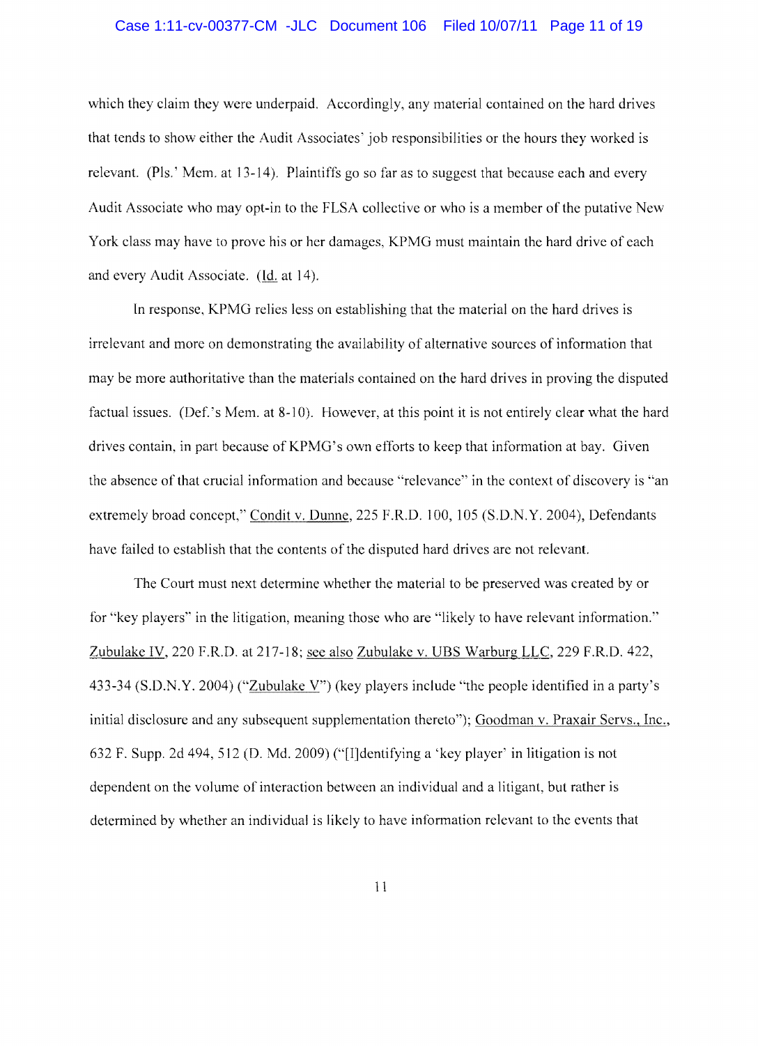which they claim they were underpaid. Accordingly, any material contained on the hard drives that tends to show either the Audit Associates' job responsibilities or the hours they worked is relevant. (Pls.' Mem. at 13-14). Plaintiffs go so far as to suggest that because each and every Audit Associate who may opt-in to the FLSA collective or who is a member of the putative New York class may have to prove his or her damages, KPMG must maintain the hard drive of each and every Audit Associate. (Id. at 14).

In response, KPMG relies less on establishing that the material on the hard drives is irrelevant and more on demonstrating the availability of alternative sources of information that may be more authoritative than the materials contained on the hard drives in proving the disputed factual issues. (Def.'s Mem. at 8-10). However, at this point it is not entirely clear what the hard drives contain, in part because of KPMG's own efforts to keep that information at bay. Given the absence of that crucial information and because "relevance" in the context of discovery is "an extremely broad concept," Condit v. Dunne, 225 F.R.D. 100, 105 (S.D.N.Y. 2004), Defendants have failed to establish that the contents of the disputed hard drives are not relevant.

The Court must next determine whether the material to be preserved was created by or for "key players" in the litigation, meaning those who are "likely to have relevant information." Zubulake IV, 220 F.R.D. at 217-18; see also Zubulake v. UBS Warburg LLC, 229 F.R.D. 422, 433-34 (S.D.N.Y. 2004) ("Zubulake V") (key players include "the people identified in a party's initial disclosure and any subsequent supplementation thereto"); Goodman v. Praxair Servs., Inc., 632 F. Supp. 2d 494, 512 (D. Md. 2009) ("[I]dentifying a 'key player' in litigation is not dependent on the volume of interaction between an individual and a litigant, but rather is determined by whether an individual is likely to have information relevant to the events that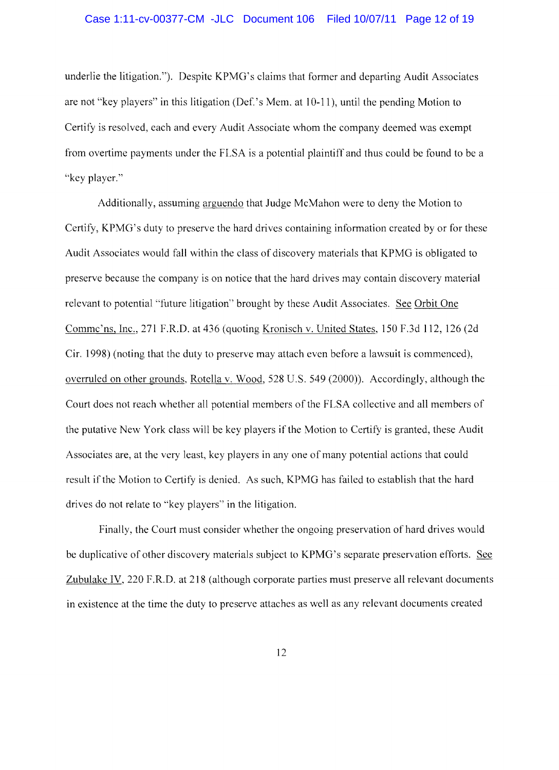underlie the litigation."). Despite KPMG's claims that former and departing Audit Associates are not "key players" in this litigation (Def.'s Mem. at 10-11), until the pending Motion to Certify is resolved, each and every Audit Associate whom the company deemed was exempt from overtime payments under the FLSA is a potential plaintiff and thus could be found to be a "key player."

Additionally, assuming arguendo that Judge McMahon were to deny the Motion to Certify, KPMG's duty to preserve the hard drives containing information created by or for these Audit Associates would fall within the class of discovery materials that KPMG is obligated to preserve because the company is on notice that the hard drives may contain discovery material relevant to potential "future litigation" brought by these Audit Associates. See Orbit One Commc'ns, Inc., 271 F.R.D. at 436 (quoting Kronisch v. United States, 150 F.3d 112, 126 (2d Cir. 1998) (noting that the duty to preserve may attach even before a lawsuit is commenced), overruled on other grounds, Rotella v. Wood, 528 U.S. 549 (2000)). Accordingly, although the Court does not reach whether all potential members of the FLSA collective and all members of the putative New York class will be key players if the Motion to Certify is granted, these Audit Associates are, at the very least, key players in any one of many potential actions that could result if the Motion to Certify is denied. As such, KPMG has failed to establish that the hard drives do not relate to "key players" in the litigation.

Finally, the Court must consider whether the ongoing preservation of hard drives would be duplicative of other discovery materials subject to KPMG's separate preservation efforts. See Zubulake IV, 220 F.R.D. at 218 (although corporate parties must preserve all relevant documents in existence at the time the duty to preserve attaches as well as any relevant documents created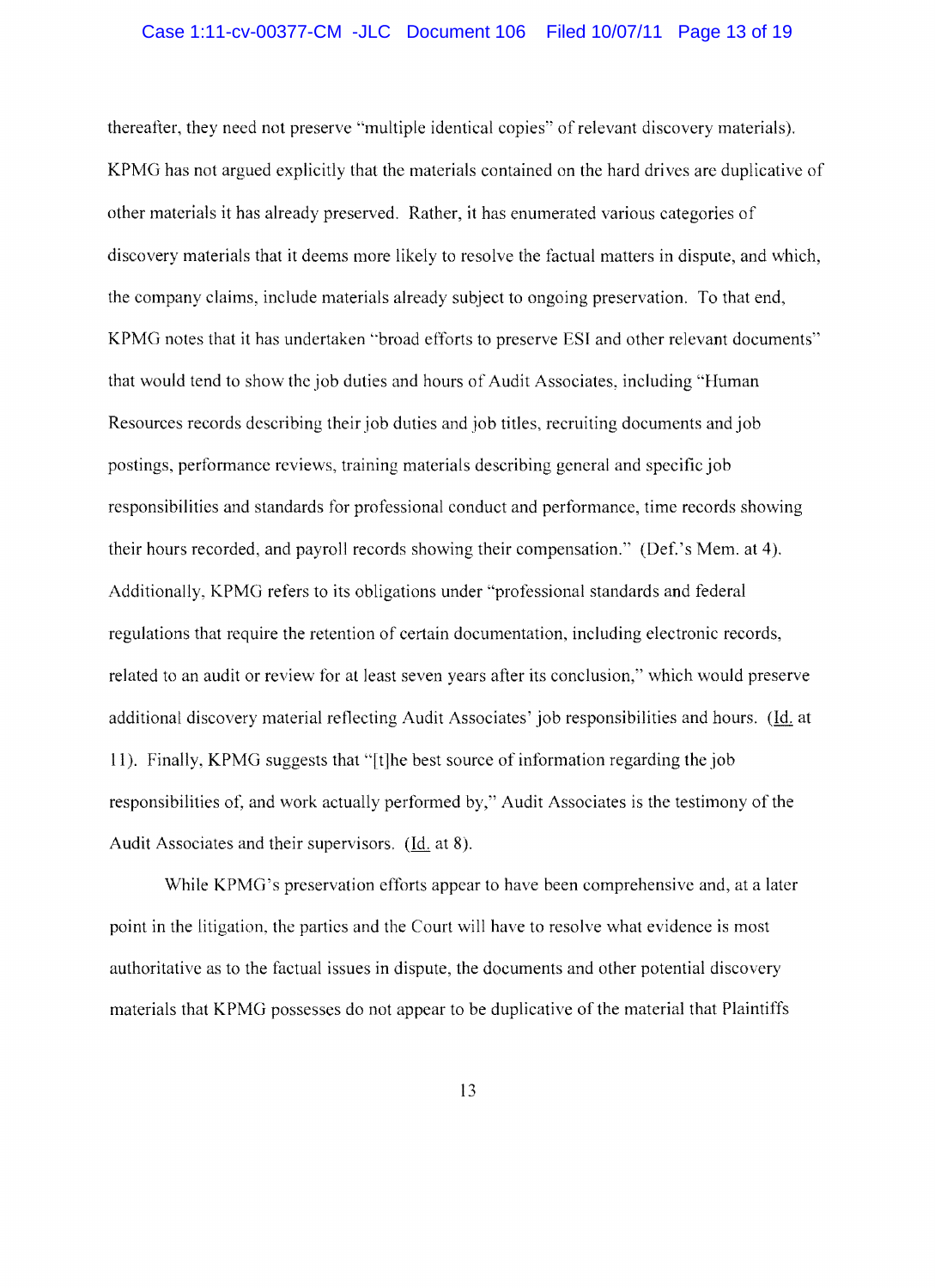thereafter, they need not preserve "multiple identical copies" of relevant discovery materials). KPMG has not argued explicitly that the materials contained on the hard drives are duplicative of other materials it has already preserved. Rather, it has enumerated various categories of discovery materials that it deems more likely to resolve the factual matters in dispute, and which, the company claims, include materials already subject to ongoing preservation. To that end, KPMG notes that it has undertaken "broad efforts to preserve ESI and other relevant documents" that would tend to show the job duties and hours of Audit Associates, including "Human Resources records describing their job duties and job titles, recruiting documents and job postings, performance reviews, training materials describing general and specific job responsibilities and standards for professional conduct and performance, time records showing their hours recorded, and payroll records showing their compensation." (Def.'s Mem. at 4). Additionally, KPMG refers to its obligations under "professional standards and federal regulations that require the retention of certain documentation, including electronic records, related to an audit or review for at least seven years after its conclusion," which would preserve additional discovery material reflecting Audit Associates' job responsibilities and hours. (Id. at 11). Finally, KPMG suggests that "[t]he best source of information regarding the job responsibilities of, and work actually performed by," Audit Associates is the testimony of the Audit Associates and their supervisors. (Id. at 8).

While KPMG's preservation efforts appear to have been comprehensive and, at a later point in the litigation, the parties and the Court will have to resolve what evidence is most authoritative as to the factual issues in dispute, the documents and other potential discovery materials that KPMG possesses do not appear to be duplicative of the material that Plaintiffs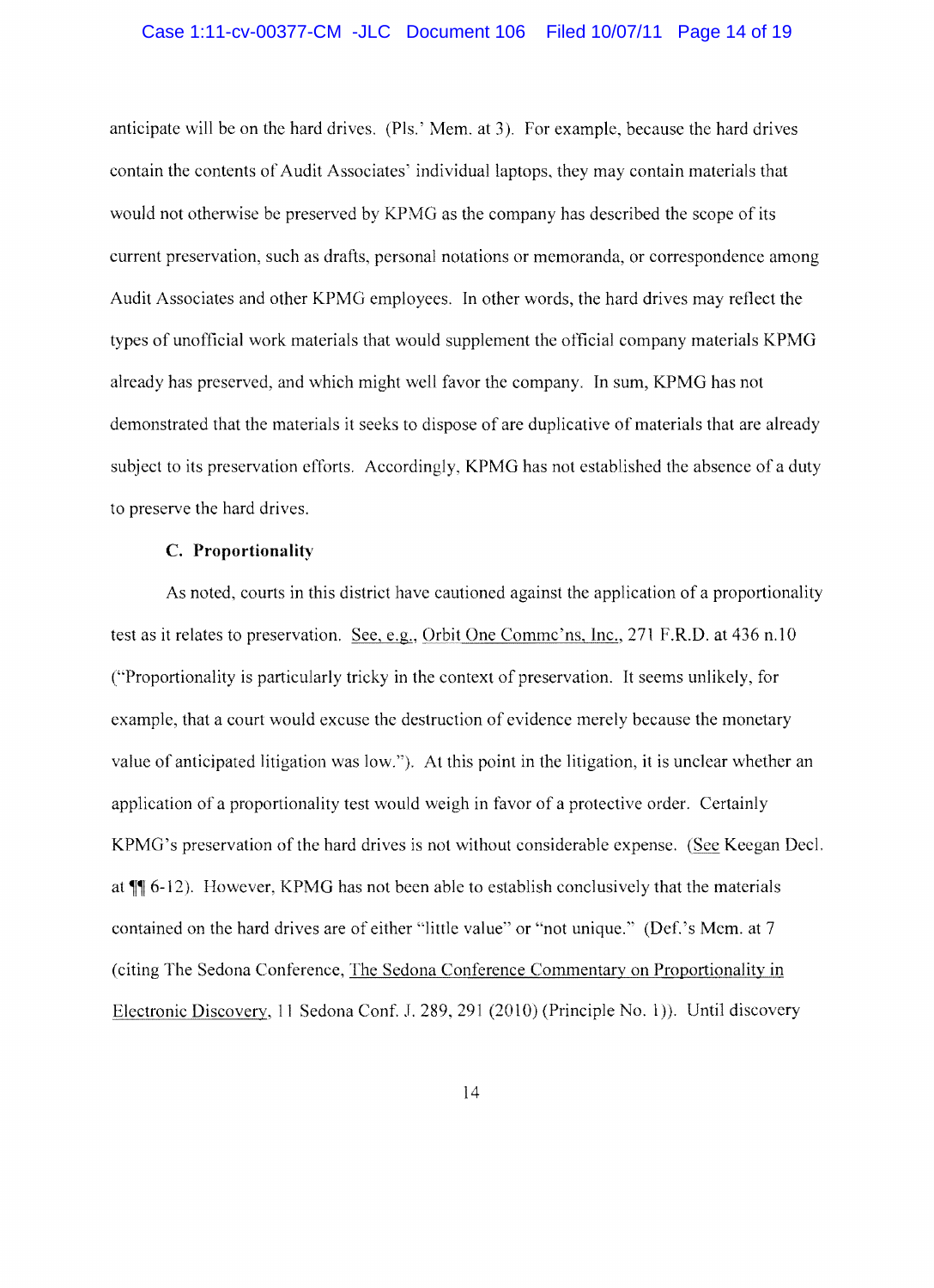anticipate will be on the hard drives. (Pls.' Mem. at 3). For example, because the hard drives contain the contents of Audit Associates' individual laptops, they may contain materials that would not otherwise be preserved by KPMG as the company has described the scope of its current preservation, such as drafts, personal notations or memoranda, or correspondence among Audit Associates and other KPMG employees. In other words, the hard drives may reflect the types of unofficial work materials that would supplement the official company materials KPMG already has preserved, and which might well favor the company. In sum, KPMG has not demonstrated that the materials it seeks to dispose of are duplicative of materials that are already subject to its preservation efforts. Accordingly, KPMG has not established the absence of a duty to preserve the hard drives.

**C. Proportionality**

As noted, courts in this district have cautioned against the application of a proportionality test as it relates to preservation. See, e.g., Orbit One Commc'ns, Inc., 271 F.R.D. at 436 n.10 ("Proportionality is particularly tricky in the context of preservation. It seems unlikely, for example, that a court would excuse the destruction of evidence merely because the monetary value of anticipated litigation was low."). At this point in the litigation, it is unclear whether an application of a proportionality test would weigh in favor of a protective order. Certainly KPMG's preservation of the hard drives is not without considerable expense. (See Keegan Decl. at ¶¶ 6-12). However, KPMG has not been able to establish conclusively that the materials contained on the hard drives are of either "little value" or "not unique." (Def.'s Mem. at 7 (citing The Sedona Conference, The Sedona Conference Commentary on Proportionality in Electronic Discovery, 11 Sedona Conf. J. 289, 291 (2010) (Principle No. 1)). Until discovery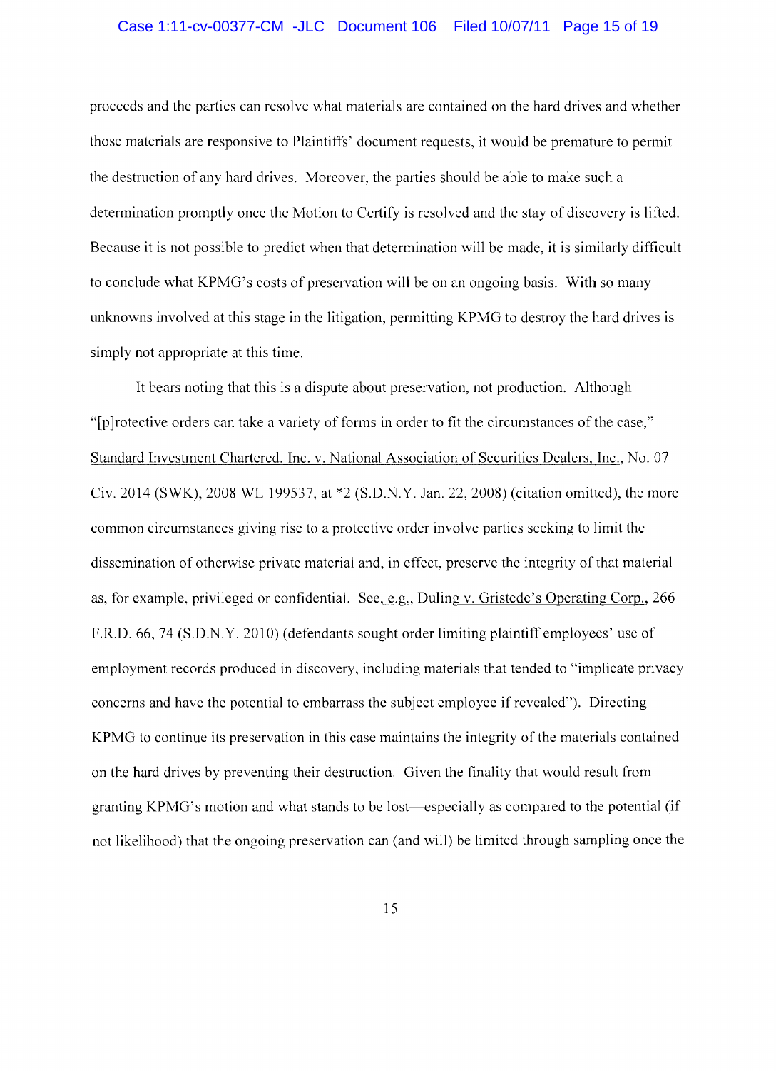proceeds and the parties can resolve what materials are contained on the hard drives and whether those materials are responsive to Plaintiffs' document requests, it would be premature to permit the destruction of any hard drives. Moreover, the parties should be able to make such a determination promptly once the Motion to Certify is resolved and the stay of discovery is lifted. Because it is not possible to predict when that determination will be made, it is similarly difficult to conclude what KPMG's costs of preservation will be on an ongoing basis. With so many unknowns involved at this stage in the litigation, permitting KPMG to destroy the hard drives is simply not appropriate at this time.

It bears noting that this is a dispute about preservation, not production. Although "[p]rotective orders can take a variety of forms in order to fit the circumstances of the case," Standard Investment Chartered, Inc. v. National Association of Securities Dealers, Inc., No. 07 Civ. 2014 (SWK), 2008 WL 199537, at *2 (S.D.N.Y. Jan. 22, 2008) (citation omitted), the more common circumstances giving rise to a protective order involve parties seeking to limit the dissemination of otherwise private material and, in effect, preserve the integrity of that material as, for example, privileged or confidential. See, e.g., Duling v. Gristede's Operating Corp., 266 F.R.D. 66, 74 (S.D.N.Y. 2010) (defendants sought order limiting plaintiff employees' use of employment records produced in discovery, including materials that tended to "implicate privacy concerns and have the potential to embarrass the subject employee if revealed"). Directing KPMG to continue its preservation in this case maintains the integrity of the materials contained on the hard drives by preventing their destruction. Given the finality that would result from granting KPMG's motion and what stands to be lost—especially as compared to the potential (if not likelihood) that the ongoing preservation can (and will) be limited through sampling once the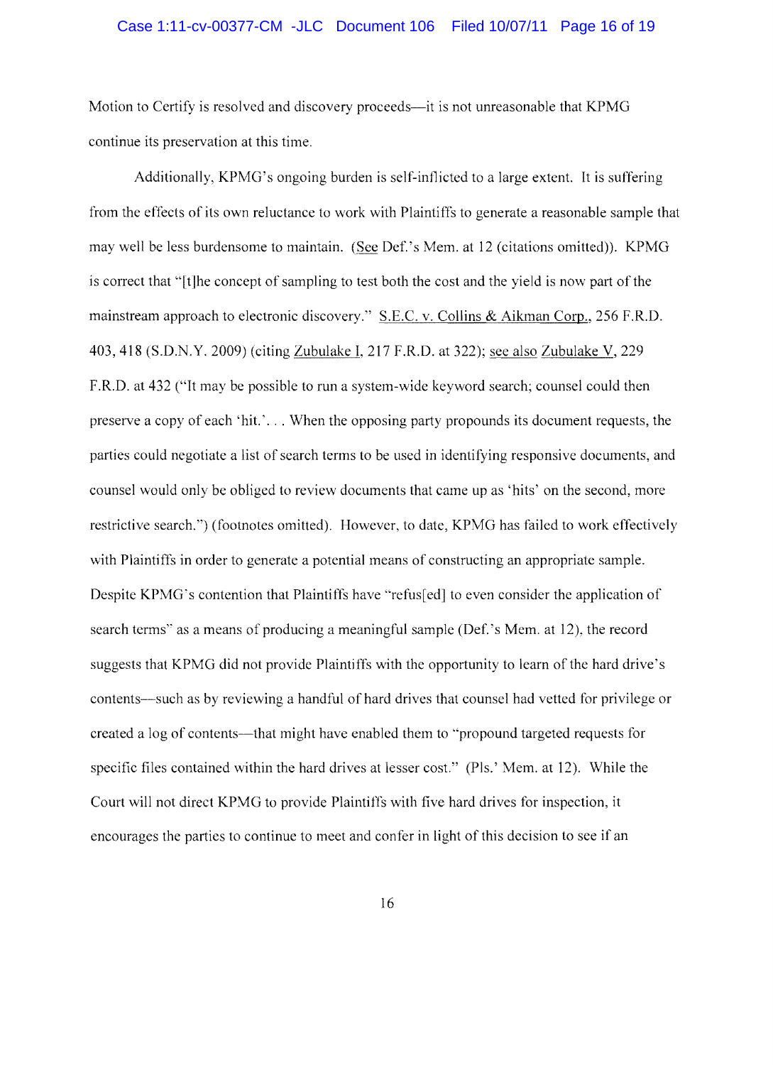Motion to Certify is resolved and discovery proceeds—it is not unreasonable that KPMG continue its preservation at this time.

Additionally, KPMG's ongoing burden is self-inflicted to a large extent. It is suffering from the effects of its own reluctance to work with Plaintiffs to generate a reasonable sample that may well be less burdensome to maintain. (See Def.'s Mem. at 12 (citations omitted)). KPMG is correct that "[t]he concept of sampling to test both the cost and the yield is now part of the mainstream approach to electronic discovery." S.E.C. v. Collins & Aikman Corp., 256 F.R.D. 403, 418 (S.D.N.Y. 2009) (citing Zubulake I, 217 F.R.D. at 322); see also Zubulake V, 229 F.R.D. at 432 ("It may be possible to run a system-wide keyword search; counsel could then preserve a copy of each 'hit.'. . . When the opposing party propounds its document requests, the parties could negotiate a list of search terms to be used in identifying responsive documents, and counsel would only be obliged to review documents that came up as 'hits' on the second, more restrictive search.") (footnotes omitted). However, to date, KPMG has failed to work effectively with Plaintiffs in order to generate a potential means of constructing an appropriate sample. Despite KPMG's contention that Plaintiffs have "refus[ed] to even consider the application of search terms" as a means of producing a meaningful sample (Def.'s Mem. at 12), the record suggests that KPMG did not provide Plaintiffs with the opportunity to learn of the hard drive's contents—such as by reviewing a handful of hard drives that counsel had vetted for privilege or created a log of contents—that might have enabled them to "propound targeted requests for specific files contained within the hard drives at lesser cost." (Pls.' Mem. at 12). While the Court will not direct KPMG to provide Plaintiffs with five hard drives for inspection, it encourages the parties to continue to meet and confer in light of this decision to see if an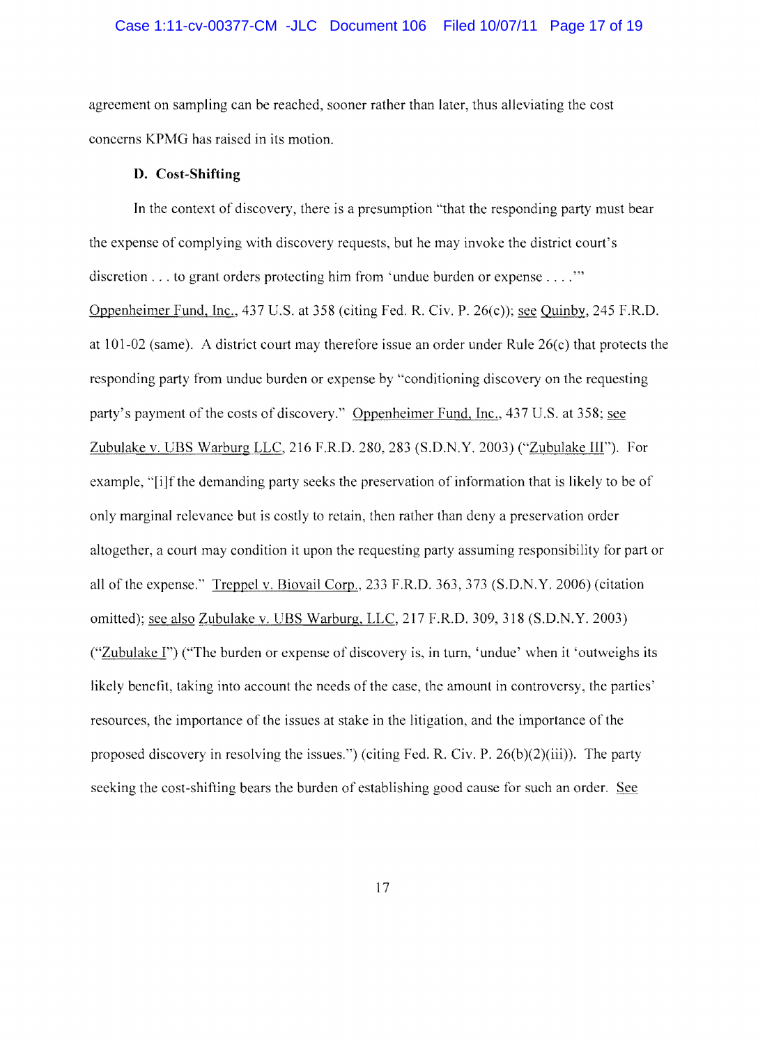agreement on sampling can be reached, sooner rather than later, thus alleviating the cost concerns KPMG has raised in its motion.

**D. Cost-Shifting**

In the context of discovery, there is a presumption "that the responding party must bear the expense of complying with discovery requests, but he may invoke the district court's discretion . . . to grant orders protecting him from 'undue burden or expense . . . .'" Oppenheimer Fund, Inc., 437 U.S. at 358 (citing Fed. R. Civ. P. 26(c)); see Quinby, 245 F.R.D. at 101-02 (same). A district court may therefore issue an order under Rule 26(c) that protects the responding party from undue burden or expense by "conditioning discovery on the requesting party's payment of the costs of discovery." Oppenheimer Fund, Inc., 437 U.S. at 358; see Zubulake v. UBS Warburg LLC, 216 F.R.D. 280, 283 (S.D.N.Y. 2003) ("Zubulake III"). For example, "[i]f the demanding party seeks the preservation of information that is likely to be of only marginal relevance but is costly to retain, then rather than deny a preservation order altogether, a court may condition it upon the requesting party assuming responsibility for part or all of the expense." Treppel v. Biovail Corp., 233 F.R.D. 363, 373 (S.D.N.Y. 2006) (citation omitted); see also Zubulake v. UBS Warburg, LLC, 217 F.R.D. 309, 318 (S.D.N.Y. 2003) ("Zubulake I") ("The burden or expense of discovery is, in turn, 'undue' when it 'outweighs its likely benefit, taking into account the needs of the case, the amount in controversy, the parties' resources, the importance of the issues at stake in the litigation, and the importance of the proposed discovery in resolving the issues.") (citing Fed. R. Civ. P. 26(b)(2)(iii)). The party seeking the cost-shifting bears the burden of establishing good cause for such an order. See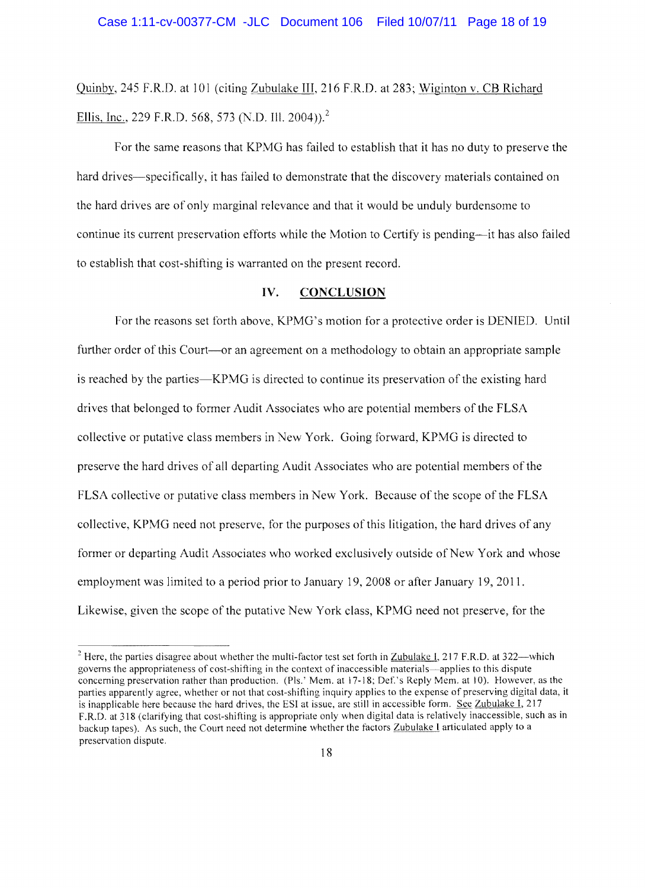Quinby, 245 F.R.D. at 101 (citing Zubulake III, 216 F.R.D. at 283; Wiginton v. CB Richard Ellis, Inc., 229 F.R.D. 568, 573 (N.D. Ill. 2004)).[2]

For the same reasons that KPMG has failed to establish that it has no duty to preserve the hard drives—specifically, it has failed to demonstrate that the discovery materials contained on the hard drives are of only marginal relevance and that it would be unduly burdensome to continue its current preservation efforts while the Motion to Certify is pending—it has also failed to establish that cost-shifting is warranted on the present record.

## IV. CONCLUSION

For the reasons set forth above, KPMG's motion for a protective order is DENIED. Until further order of this Court—or an agreement on a methodology to obtain an appropriate sample is reached by the parties—KPMG is directed to continue its preservation of the existing hard drives that belonged to former Audit Associates who are potential members of the FLSA collective or putative class members in New York. Going forward, KPMG is directed to preserve the hard drives of all departing Audit Associates who are potential members of the FLSA collective or putative class members in New York. Because of the scope of the FLSA collective, KPMG need not preserve, for the purposes of this litigation, the hard drives of any former or departing Audit Associates who worked exclusively outside of New York and whose employment was limited to a period prior to January 19, 2008 or after January 19, 2011. Likewise, given the scope of the putative New York class, KPMG need not preserve, for the

---

[2] Here, the parties disagree about whether the multi-factor test set forth in Zubulake I, 217 F.R.D. at 322—which governs the appropriateness of cost-shifting in the context of inaccessible materials—applies to this dispute concerning preservation rather than production. (Pls.' Mem. at 17-18; Def.'s Reply Mem. at 10). However, as the parties apparently agree, whether or not that cost-shifting inquiry applies to the expense of preserving digital data, it is inapplicable here because the hard drives, the ESI at issue, are still in accessible form. See Zubulake I, 217 F.R.D. at 318 (clarifying that cost-shifting is appropriate only when digital data is relatively inaccessible, such as in backup tapes). As such, the Court need not determine whether the factors Zubulake I articulated apply to a preservation dispute.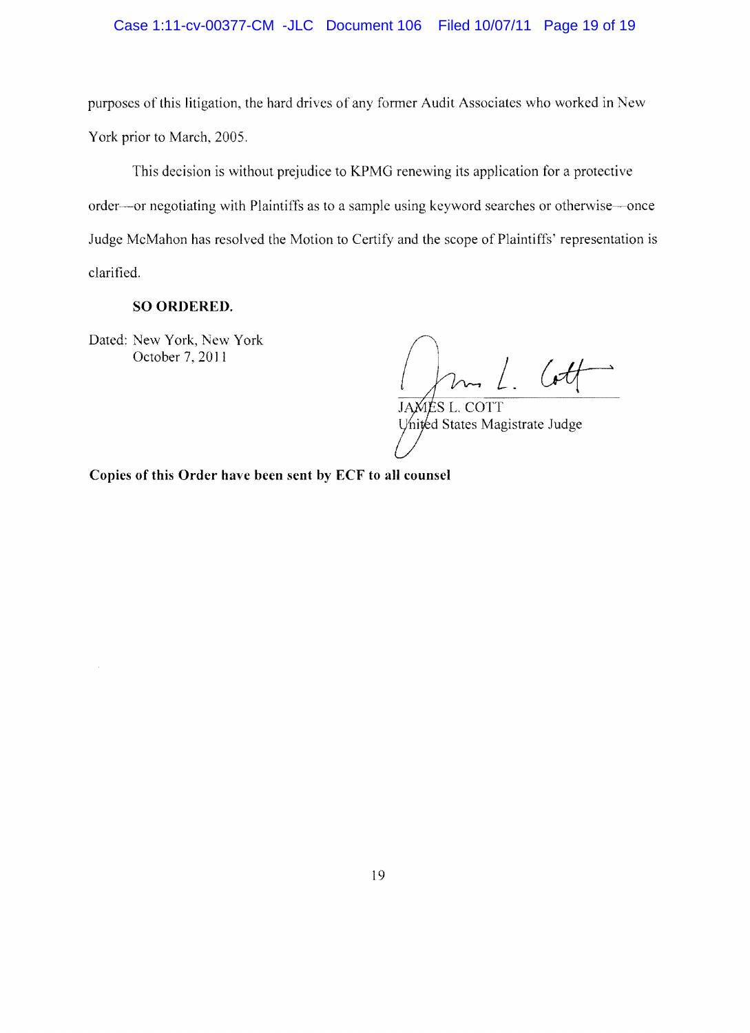purposes of this litigation, the hard drives of any former Audit Associates who worked in New York prior to March, 2005.

This decision is without prejudice to KPMG renewing its application for a protective order—or negotiating with Plaintiffs as to a sample using keyword searches or otherwise—once Judge McMahon has resolved the Motion to Certify and the scope of Plaintiffs' representation is clarified.

**SO ORDERED.**

Dated: New York, New York
October 7, 2011

JAMES L. COTT
United States Magistrate Judge

**Copies of this Order have been sent by ECF to all counsel**